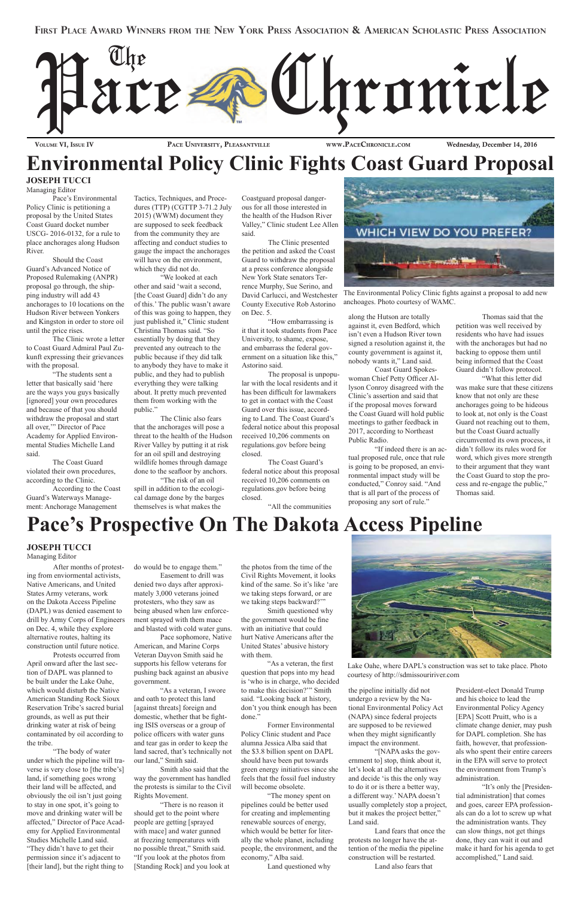First Place Award Winners from the New York Press Association & American Scholastic Press Association

# The Pace Chronicle

Volume VI, Issue IV | Pace University, Pleasantville | www.PaceChronicle.com | Wednesday, December 14, 2016

# Environmental Policy Clinic Fights Coast Guard Proposal

**JOSEPH TUCCI**
Managing Editor

Pace's Environmental Policy Clinic is petitioning a proposal by the United States Coast Guard docket number USCG- 2016-0132, for a rule to place anchorages along Hudson River.

Should the Coast Guard's Advanced Notice of Proposed Rulemaking (ANPR) proposal go through, the shipping industry will add 43 anchorages to 10 locations on the Hudson River between Yonkers and Kingston in order to store oil until the price rises.

The Clinic wrote a letter to Coast Guard Admiral Paul Zukunft expressing their grievances with the proposal.

"The students sent a letter that basically said 'here are the ways you guys basically [ignored] your own procedures and because of that you should withdraw the proposal and start all over,'" Director of Pace Academy for Applied Environmental Studies Michelle Land said.

The Coast Guard violated their own procedures, according to the Clinic.

According to the Coast Guard's Waterways Management: Anchorage Management Tactics, Techniques, and Procedures (TTP) (CGTTP 3-71.2 July 2015) (WWM) document they are supposed to seek feedback from the community they are affecting and conduct studies to gauge the impact the anchorages will have on the environment, which they did not do.

"We looked at each other and said 'wait a second, [the Coast Guard] didn't do any of this.' The public wasn't aware of this was going to happen, they just published it," Clinic student Christina Thomas said. "So essentially by doing that they prevented any outreach to the public because if they did talk to anybody they have to make it public, and they had to publish everything they were talking about. It pretty much prevented them from working with the public."

The Clinic also fears that the anchorages will pose a threat to the health of the Hudson River Valley by putting it at risk for an oil spill and destroying wildlife homes through damage done to the seafloor by anchors.

"The risk of an oil spill in addition to the ecological damage done by the barges themselves is what makes the Coastguard proposal dangerous for all those interested in the health of the Hudson River Valley," Clinic student Lee Allen said.

The Clinic presented the petition and asked the Coast Guard to withdraw the proposal at a press conference alongside New York State senators Terrence Murphy, Sue Serino, and David Carlucci, and Westchester County Executive Rob Astorino on Dec. 5.

"How embarrassing is it that it took students from Pace University, to shame, expose, and embarrass the federal government on a situation like this," Astorino said.

The proposal is unpopular with the local residents and it has been difficult for lawmakers to get in contact with the Coast Guard over this issue, according to Land. The Coast Guard's federal notice about this proposal received 10,206 comments on regulations.gov before being closed.

The Coast Guard's federal notice about this proposal received 10,206 comments on regulations.gov before being closed.

"All the communities along the Hutson are totally against it, even Bedford, which isn't even a Hudson River town signed a resolution against it, the county government is against it, nobody wants it," Land said.

Coast Guard Spokeswoman Chief Petty Officer Allyson Conroy disagreed with the Clinic's assertion and said that if the proposal moves forward the Coast Guard will hold public meetings to gather feedback in 2017, according to Northeast Public Radio.

"If indeed there is an actual proposed rule, once that rule is going to be proposed, an environmental impact study will be conducted," Conroy said. "And that is all part of the process of proposing any sort of rule."

Thomas said that the petition was well received by residents who have had issues with the anchorages but had no backing to oppose them until being informed that the Coast Guard didn't follow protocol.

"What this letter did was make sure that these citizens know that not only are these anchorages going to be hideous to look at, not only is the Coast Guard not reaching out to them, but the Coast Guard actually circumvented its own process, it didn't follow its rules word for word, which gives more strength to their argument that they want the Coast Guard to stop the process and re-engage the public," Thomas said.

WHICH VIEW DO YOU PREFER?

The Environmental Policy Clinic fights against a proposal to add new anchoages. Photo courtesy of WAMC.

# Pace's Prospective On The Dakota Access Pipeline

**JOSEPH TUCCI**
Managing Editor

After months of protesting from enviormental activists, Native Americans, and United States Army veterans, work on the Dakota Access Pipeline (DAPL) was denied easement to drill by Army Corps of Engineers on Dec. 4, while they explore alternative routes, halting its construction until future notice.

Protests occurred from April onward after the last section of DAPL was planned to be built under the Lake Oahe, which would disturb the Native American Standing Rock Sioux Reservation Tribe's sacred burial grounds, as well as put their drinking water at risk of being contaminated by oil according to the tribe.

"The body of water under which the pipeline will traverse is very close to [the tribe's] land, if something goes wrong their land will be affected, and obviously the oil isn't just going to stay in one spot, it's going to move and drinking water will be affected," Director of Pace Academy for Applied Environmental Studies Michelle Land said. "They didn't have to get their permission since it's adjacent to [their land], but the right thing to do would be to engage them."

Easement to drill was denied two days after approximately 3,000 veterans joined protesters, who they saw as being abused when law enforcement sprayed with them mace and blasted with cold water guns.

Pace sophomore, Native American, and Marine Corps Veteran Dayvon Smith said he supports his fellow veterans for pushing back against an abusive government.

"As a veteran, I swore and oath to protect this land [against threats] foreign and domestic, whether that be fighting ISIS overseas or a group of police officers with water guns and tear gas in order to keep the land sacred, that's technically not our land," Smith said.

Smith also said that the way the government has handled the protests is similar to the Civil Rights Movement.

"There is no reason it should get to the point where people are getting [sprayed with mace] and water gunned at freezing temperatures with no possible threat," Smith said. "If you look at the photos from [Standing Rock] and you look at the photos from the time of the Civil Rights Movement, it looks kind of the same. So it's like 'are we taking steps forward, or are we taking steps backward?'"

Smith questioned why the government would be fine with an initiative that could hurt Native Americans after the United States' abusive history with them.

"As a veteran, the first question that pops into my head is 'who is in charge, who decided to make this decision?'" Smith said. "Looking back at history, don't you think enough has been done."

Former Environmental Policy Clinic student and Pace alumna Jessica Alba said that the $3.8 billion spent on DAPL should have been put towards green energy initiatives since she feels that the fossil fuel industry will become obsolete.

"The money spent on pipelines could be better used for creating and implementing renewable sources of energy, which would be better for literally the whole planet, including people, the environment, and the economy," Alba said.

Land questioned why the pipeline initially did not undergo a review by the National Environmental Policy Act (NAPA) since federal projects are supposed to be reviewed when they might significantly impact the environment.

"[NAPA asks the government to] stop, think about it, let's look at all the alternatives and decide 'is this the only way to do it or is there a better way, a different way.' NAPA doesn't usually completely stop a project, but it makes the project better," Land said.

Land fears that once the protests no longer have the attention of the media the pipeline construction will be restarted.

Land also fears that President-elect Donald Trump and his choice to lead the Environmental Policy Agency [EPA] Scott Pruitt, who is a climate change denier, may push for DAPL completion. She has faith, however, that professionals who spent their entire careers in the EPA will serve to protect the environment from Trump's administration.

"It's only the [Presidential administration] that comes and goes, career EPA professionals can do a lot to screw up what the administration wants. They can slow things, not get things done, they can wait it out and make it hard for his agenda to get accomplished," Land said.

Lake Oahe, where DAPL's construction was set to take place. Photo courtesy of http://sdmissouririver.com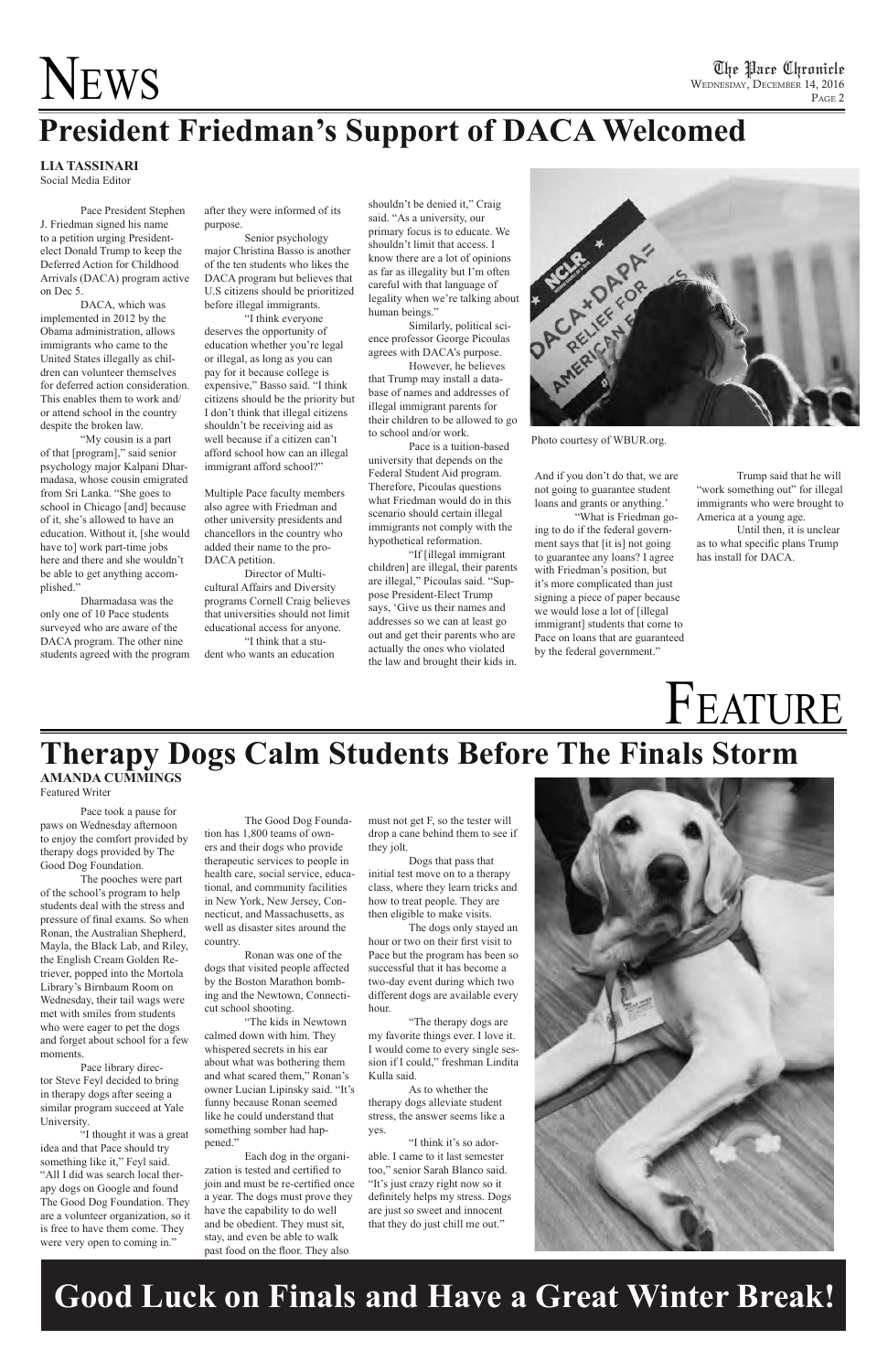# News

## President Friedman's Support of DACA Welcomed

**LIA TASSINARI**
Social Media Editor

Pace President Stephen J. Friedman signed his name to a petition urging President-elect Donald Trump to keep the Deferred Action for Childhood Arrivals (DACA) program active on Dec 5.

DACA, which was implemented in 2012 by the Obama administration, allows immigrants who came to the United States illegally as children can volunteer themselves for deferred action consideration. This enables them to work and/or attend school in the country despite the broken law.

"My cousin is a part of that [program]," said senior psychology major Kalpani Dharmadasa, whose cousin emigrated from Sri Lanka. "She goes to school in Chicago [and] because of it, she's allowed to have an education. Without it, [she would have to] work part-time jobs here and there and she wouldn't be able to get anything accomplished."

Dharmadasa was the only one of 10 Pace students surveyed who are aware of the DACA program. The other nine students agreed with the program after they were informed of its purpose.

Senior psychology major Christina Basso is another of the ten students who likes the DACA program but believes that U.S citizens should be prioritized before illegal immigrants.

"I think everyone deserves the opportunity of education whether you're legal or illegal, as long as you can pay for it because college is expensive," Basso said. "I think citizens should be the priority but I don't think that illegal citizens shouldn't be receiving aid as well because if a citizen can't afford school how can an illegal immigrant afford school?"

Multiple Pace faculty members also agree with Friedman and other university presidents and chancellors in the country who added their name to the pro-DACA petition.

Director of Multicultural Affairs and Diversity programs Cornell Craig believes that universities should not limit educational access for anyone.

"I think that a student who wants an education shouldn't be denied it," Craig said. "As a university, our primary focus is to educate. We shouldn't limit that access. I know there are a lot of opinions as far as illegality but I'm often careful with that language of legality when we're talking about human beings."

Similarly, political science professor George Picoulas agrees with DACA's purpose.

However, he believes that Trump may install a database of names and addresses of illegal immigrant parents for their children to be allowed to go to school and/or work.

Pace is a tuition-based university that depends on the Federal Student Aid program. Therefore, Picoulas questions what Friedman would do in this scenario should certain illegal immigrants not comply with the hypothetical reformation.

"If [illegal immigrant children] are illegal, their parents are illegal," Picoulas said. "Suppose President-Elect Trump says, 'Give us their names and addresses so we can at least go out and get their parents who are actually the ones who violated the law and brought their kids in. And if you don't do that, we are not going to guarantee student loans and grants or anything.'

"What is Friedman going to do if the federal government says that [it is] not going to guarantee any loans? I agree with Friedman's position, but it's more complicated than just signing a piece of paper because we would lose a lot of [illegal immigrant] students that come to Pace on loans that are guaranteed by the federal government."

Trump said that he will "work something out" for illegal immigrants who were brought to America at a young age.

Until then, it is unclear as to what specific plans Trump has install for DACA.

Photo courtesy of WBUR.org.

# Feature

## Therapy Dogs Calm Students Before The Finals Storm

**AMANDA CUMMINGS**
Featured Writer

Pace took a pause for paws on Wednesday afternoon to enjoy the comfort provided by therapy dogs provided by The Good Dog Foundation.

The pooches were part of the school's program to help students deal with the stress and pressure of final exams. So when Ronan, the Australian Shepherd, Mayla, the Black Lab, and Riley, the English Cream Golden Retriever, popped into the Mortola Library's Birnbaum Room on Wednesday, their tail wags were met with smiles from students who were eager to pet the dogs and forget about school for a few moments.

Pace library director Steve Feyl decided to bring in therapy dogs after seeing a similar program succeed at Yale University.

"I thought it was a great idea and that Pace should try something like it," Feyl said. "All I did was search local therapy dogs on Google and found The Good Dog Foundation. They are a volunteer organization, so it is free to have them come. They were very open to coming in."

The Good Dog Foundation has 1,800 teams of owners and their dogs who provide therapeutic services to people in health care, social service, educational, and community facilities in New York, New Jersey, Connecticut, and Massachusetts, as well as disaster sites around the country.

Ronan was one of the dogs that visited people affected by the Boston Marathon bombing and the Newtown, Connecticut school shooting.

"The kids in Newtown calmed down with him. They whispered secrets in his ear about what was bothering them and what scared them," Ronan's owner Lucian Lipinsky said. "It's funny because Ronan seemed like he could understand that something somber had happened."

Each dog in the organization is tested and certified to join and must be re-certified once a year. The dogs must prove they have the capability to do well and be obedient. They must sit, stay, and even be able to walk past food on the floor. They also must not get F, so the tester will drop a cane behind them to see if they jolt.

Dogs that pass that initial test move on to a therapy class, where they learn tricks and how to treat people. They are then eligible to make visits.

The dogs only stayed an hour or two on their first visit to Pace but the program has been so successful that it has become a two-day event during which two different dogs are available every hour.

"The therapy dogs are my favorite things ever. I love it. I would come to every single session if I could," freshman Lindita Kulla said.

As to whether the therapy dogs alleviate student stress, the answer seems like a yes.

"I think it's so adorable. I came to it last semester too," senior Sarah Blanco said. "It's just crazy right now so it definitely helps my stress. Dogs are just so sweet and innocent that they do just chill me out."

**Good Luck on Finals and Have a Great Winter Break!**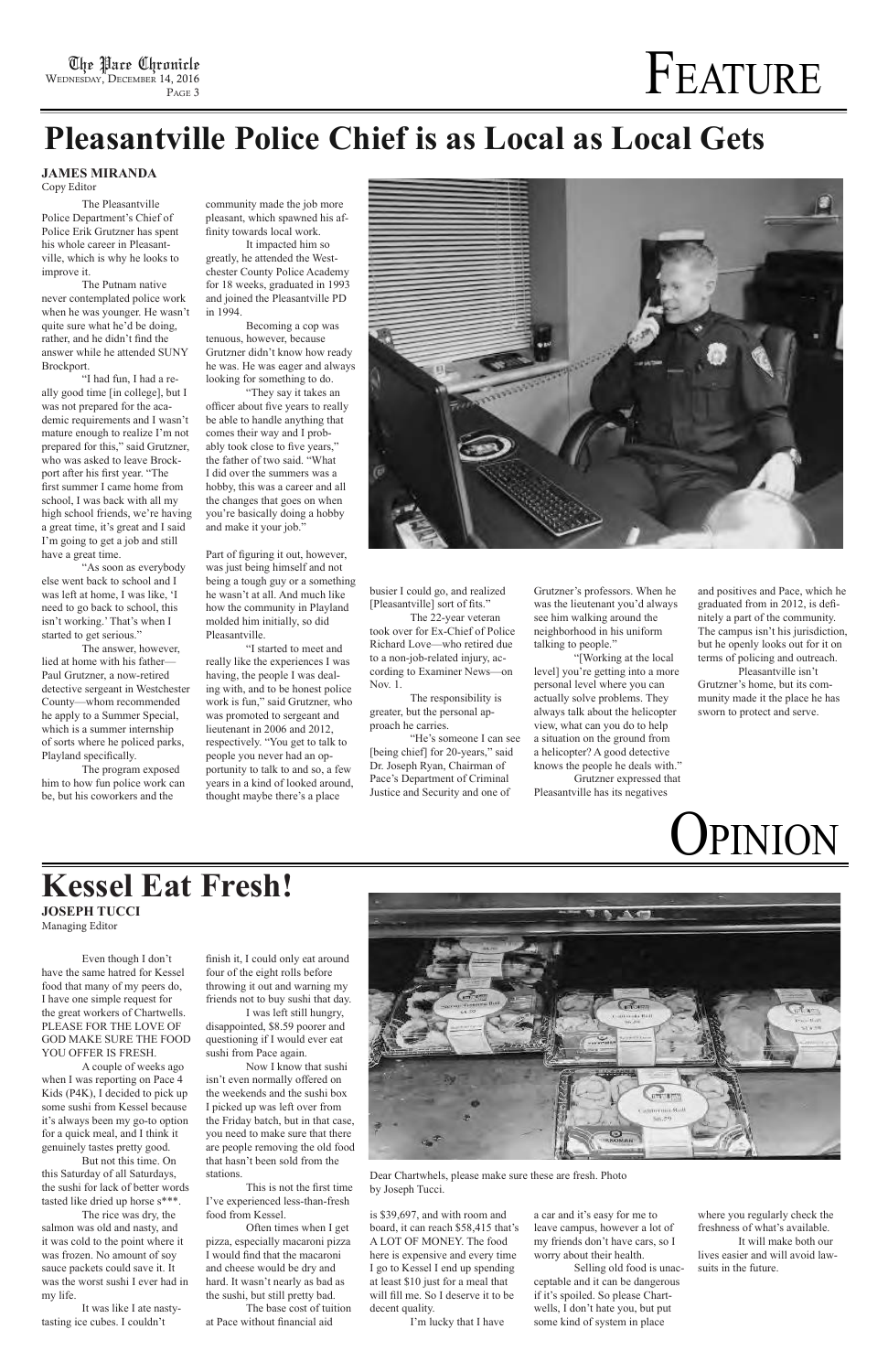# FEATURE

## Pleasantville Police Chief is as Local as Local Gets

**JAMES MIRANDA**
Copy Editor

The Pleasantville Police Department's Chief of Police Erik Grutzner has spent his whole career in Pleasantville, which is why he looks to improve it.

The Putnam native never contemplated police work when he was younger. He wasn't quite sure what he'd be doing, rather, and he didn't find the answer while he attended SUNY Brockport.

"I had fun, I had a really good time [in college], but I was not prepared for the academic requirements and I wasn't mature enough to realize I'm not prepared for this," said Grutzner, who was asked to leave Brockport after his first year. "The first summer I came home from school, I was back with all my high school friends, we're having a great time, it's great and I said I'm going to get a job and still have a great time.

"As soon as everybody else went back to school and I was left at home, I was like, 'I need to go back to school, this isn't working.' That's when I started to get serious."

The answer, however, lied at home with his father—Paul Grutzner, a now-retired detective sergeant in Westchester County—whom recommended he apply to a Summer Special, which is a summer internship of sorts where he policed parks, Playland specifically.

The program exposed him to how fun police work can be, but his coworkers and the community made the job more pleasant, which spawned his affinity towards local work.

It impacted him so greatly, he attended the Westchester County Police Academy for 18 weeks, graduated in 1993 and joined the Pleasantville PD in 1994.

Becoming a cop was tenuous, however, because Grutzner didn't know how ready he was. He was eager and always looking for something to do.

"They say it takes an officer about five years to really be able to handle anything that comes their way and I probably took close to five years," the father of two said. "What I did over the summers was a hobby, this was a career and all the changes that goes on when you're basically doing a hobby and make it your job."

Part of figuring it out, however, was just being himself and not being a tough guy or a something he wasn't at all. And much like how the community in Playland molded him initially, so did Pleasantville.

"I started to meet and really like the experiences I was having, the people I was dealing with, and to be honest police work is fun," said Grutzner, who was promoted to sergeant and lieutenant in 2006 and 2012, respectively. "You get to talk to people you never had an opportunity to talk to and so, a few years in a kind of looked around, thought maybe there's a place busier I could go, and realized [Pleasantville] sort of fits."

The 22-year veteran took over for Ex-Chief of Police Richard Love—who retired due to a non-job-related injury, according to Examiner News—on Nov. 1.

The responsibility is greater, but the personal approach he carries.

"He's someone I can see [being chief] for 20-years," said Dr. Joseph Ryan, Chairman of Pace's Department of Criminal Justice and Security and one of Grutzner's professors. When he was the lieutenant you'd always see him walking around the neighborhood in his uniform talking to people."

"[Working at the local level] you're getting into a more personal level where you can actually solve problems. They always talk about the helicopter view, what can you do to help a situation on the ground from a helicopter? A good detective knows the people he deals with."

Grutzner expressed that Pleasantville has its negatives and positives and Pace, which he graduated from in 2012, is definitely a part of the community. The campus isn't his jurisdiction, but he openly looks out for it on terms of policing and outreach.

Pleasantville isn't Grutzner's home, but its community made it the place he has sworn to protect and serve.

# OPINION

## Kessel Eat Fresh!

**JOSEPH TUCCI**
Managing Editor

Even though I don't have the same hatred for Kessel food that many of my peers do, I have one simple request for the great workers of Chartwells. PLEASE FOR THE LOVE OF GOD MAKE SURE THE FOOD YOU OFFER IS FRESH.

A couple of weeks ago when I was reporting on Pace 4 Kids (P4K), I decided to pick up some sushi from Kessel because it's always been my go-to option for a quick meal, and I think it genuinely tastes pretty good.

But not this time. On this Saturday of all Saturdays, the sushi for lack of better words tasted like dried up horse s***.

The rice was dry, the salmon was old and nasty, and it was cold to the point where it was frozen. No amount of soy sauce packets could save it. It was the worst sushi I ever had in my life.

It was like I ate nasty-tasting ice cubes. I couldn't finish it, I could only eat around four of the eight rolls before throwing it out and warning my friends not to buy sushi that day.

I was left still hungry, disappointed, $8.59 poorer and questioning if I would ever eat sushi from Pace again.

Now I know that sushi isn't even normally offered on the weekends and the sushi box I picked up was left over from the Friday batch, but in that case, you need to make sure that there are people removing the old food that hasn't been sold from the stations.

This is not the first time I've experienced less-than-fresh food from Kessel.

Often times when I get pizza, especially macaroni pizza I would find that the macaroni and cheese would be dry and hard. It wasn't nearly as bad as the sushi, but still pretty bad.

The base cost of tuition at Pace without financial aid is $39,697, and with room and board, it can reach $58,415 that's A LOT OF MONEY. The food here is expensive and every time I go to Kessel I end up spending at least $10 just for a meal that will fill me. So I deserve it to be decent quality.

I'm lucky that I have a car and it's easy for me to leave campus, however a lot of my friends don't have cars, so I worry about their health.

Selling old food is unacceptable and it can be dangerous if it's spoiled. So please Chartwells, I don't hate you, but put some kind of system in place where you regularly check the freshness of what's available.

It will make both our lives easier and will avoid lawsuits in the future.

Dear Chartwhels, please make sure these are fresh. Photo by Joseph Tucci.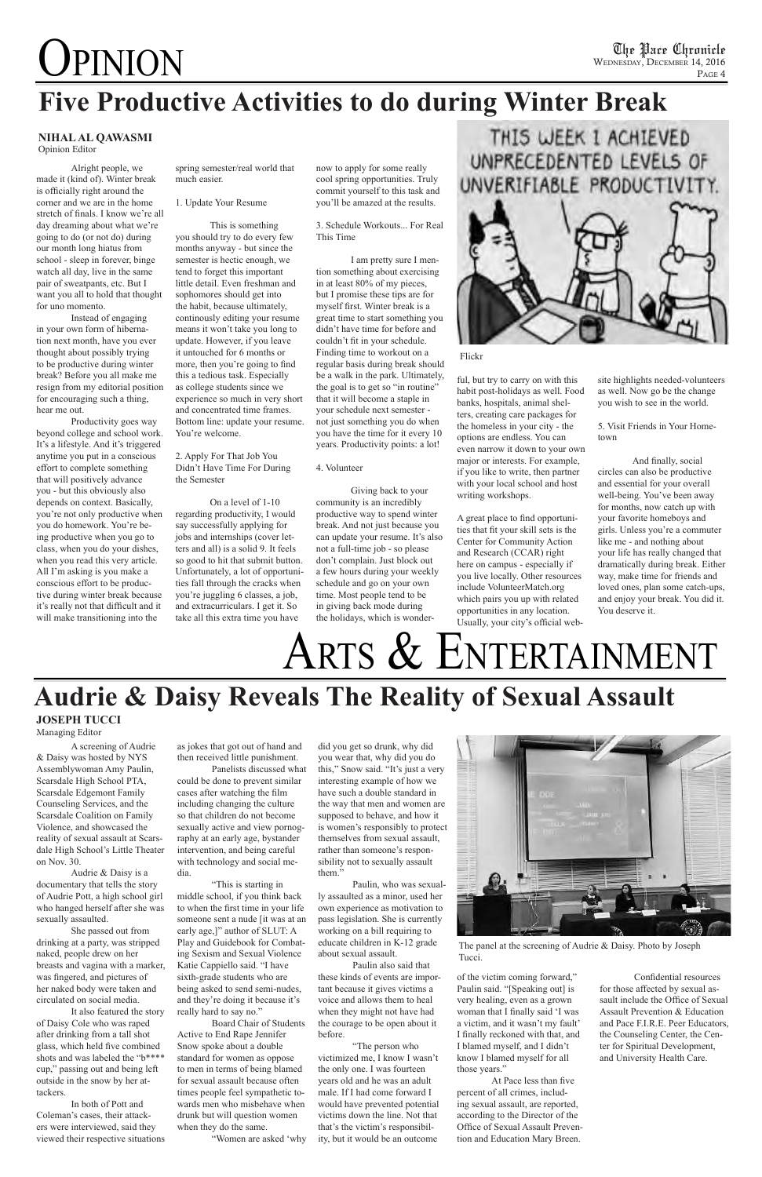# Opinion

## Five Productive Activities to do during Winter Break

**NIHAL AL QAWASMI**
Opinion Editor

Alright people, we made it (kind of). Winter break is officially right around the corner and we are in the home stretch of finals. I know we're all day dreaming about what we're going to do (or not do) during our month long hiatus from school - sleep in forever, binge watch all day, live in the same pair of sweatpants, etc. But I want you all to hold that thought for uno momento.

Instead of engaging in your own form of hibernation next month, have you ever thought about possibly trying to be productive during winter break? Before you all make me resign from my editorial position for encouraging such a thing, hear me out.

Productivity goes way beyond college and school work. It's a lifestyle. And it's triggered anytime you put in a conscious effort to complete something that will positively advance you - but this obviously also depends on context. Basically, you're not only productive when you do homework. You're being productive when you go to class, when you do your dishes, when you read this very article. All I'm asking is you make a conscious effort to be productive during winter break because it's really not that difficult and it will make transitioning into the spring semester/real world that much easier.

1. Update Your Resume

This is something you should try to do every few months anyway - but since the semester is hectic enough, we tend to forget this important little detail. Even freshman and sophomores should get into the habit, because ultimately, continously editing your resume means it won't take you long to update. However, if you leave it untouched for 6 months or more, then you're going to find this a tedious task. Especially as college students since we experience so much in very short and concentrated time frames. Bottom line: update your resume. You're welcome.

2. Apply For That Job You Didn't Have Time For During the Semester

On a level of 1-10 regarding productivity, I would say successfully applying for jobs and internships (cover letters and all) is a solid 9. It feels so good to hit that submit button. Unfortunately, a lot of opportunities fall through the cracks when you're juggling 6 classes, a job, and extracurriculars. I get it. So take all this extra time you have now to apply for some really cool spring opportunities. Truly commit yourself to this task and you'll be amazed at the results.

3. Schedule Workouts... For Real This Time

I am pretty sure I mention something about exercising in at least 80% of my pieces, but I promise these tips are for myself first. Winter break is a great time to start something you didn't have time for before and couldn't fit in your schedule. Finding time to workout on a regular basis during break should be a walk in the park. Ultimately, the goal is to get so "in routine" that it will become a staple in your schedule next semester - not just something you do when you have the time for it every 10 years. Productivity points: a lot!

4. Volunteer

Giving back to your community is an incredibly productive way to spend winter break. And not just because you can update your resume. It's also not a full-time job - so please don't complain. Just block out a few hours during your weekly schedule and go on your own time. Most people tend to be in giving back mode during the holidays, which is wonderful, but try to carry on with this habit post-holidays as well. Food banks, hospitals, animal shelters, creating care packages for the homeless in your city - the options are endless. You can even narrow it down to your own major or interests. For example, if you like to write, then partner with your local school and host writing workshops.

A great place to find opportunities that fit your skill sets is the Center for Community Action and Research (CCAR) right here on campus - especially if you live locally. Other resources include VolunteerMatch.org which pairs you up with related opportunities in any location. Usually, your city's official website highlights needed-volunteers as well. Now go be the change you wish to see in the world.

5. Visit Friends in Your Hometown

And finally, social circles can also be productive and essential for your overall well-being. You've been away for months, now catch up with your favorite homeboys and girls. Unless you're a commuter like me - and nothing about your life has really changed that dramatically during break. Either way, make time for friends and loved ones, plan some catch-ups, and enjoy your break. You did it. You deserve it.

Flickr

# Arts & Entertainment

## Audrie & Daisy Reveals The Reality of Sexual Assault

**JOSEPH TUCCI**
Managing Editor

A screening of Audrie & Daisy was hosted by NYS Assemblywoman Amy Paulin, Scarsdale High School PTA, Scarsdale Edgemont Family Counseling Services, and the Scarsdale Coalition on Family Violence, and showcased the reality of sexual assault at Scarsdale High School's Little Theater on Nov. 30.

Audrie & Daisy is a documentary that tells the story of Audrie Pott, a high school girl who hanged herself after she was sexually assaulted.

She passed out from drinking at a party, was stripped naked, people drew on her breasts and vagina with a marker, was fingered, and pictures of her naked body were taken and circulated on social media.

It also featured the story of Daisy Cole who was raped after drinking from a tall shot glass, which held five combined shots and was labeled the "b**** cup," passing out and being left outside in the snow by her attackers.

In both of Pott and Coleman's cases, their attackers were interviewed, said they viewed their respective situations as jokes that got out of hand and then received little punishment.

Panelists discussed what could be done to prevent similar cases after watching the film including changing the culture so that children do not become sexually active and view pornography at an early age, bystander intervention, and being careful with technology and social media.

"This is starting in middle school, if you think back to when the first time in your life someone sent a nude [it was at an early age,]" author of SLUT: A Play and Guidebook for Combating Sexism and Sexual Violence Katie Cappiello said. "I have sixth-grade students who are being asked to send semi-nudes, and they're doing it because it's really hard to say no."

Board Chair of Students Active to End Rape Jennifer Snow spoke about a double standard for women as oppose to men in terms of being blamed for sexual assault because often times people feel sympathetic towards men who misbehave when drunk but will question women when they do the same.

"Women are asked 'why did you get so drunk, why did you wear that, why did you do this," Snow said. "It's just a very interesting example of how we have such a double standard in the way that men and women are supposed to behave, and how it is women's responsibly to protect themselves from sexual assault, rather than someone's responsibility not to sexually assault them."

Paulin, who was sexually assaulted as a minor, used her own experience as motivation to pass legislation. She is currently working on a bill requiring to educate children in K-12 grade about sexual assault.

Paulin also said that these kinds of events are important because it gives victims a voice and allows them to heal when they might not have had the courage to be open about it before.

"The person who victimized me, I know I wasn't the only one. I was fourteen years old and he was an adult male. If I had come forward I would have prevented potential victims down the line. Not that that's the victim's responsibility, but it would be an outcome of the victim coming forward," Paulin said. "[Speaking out] is very healing, even as a grown woman that I finally said 'I was a victim, and it wasn't my fault' I finally reckoned with that, and I blamed myself, and I didn't know I blamed myself for all those years."

At Pace less than five percent of all crimes, including sexual assault, are reported, according to the Director of the Office of Sexual Assault Prevention and Education Mary Breen.

Confidential resources for those affected by sexual assault include the Office of Sexual Assault Prevention & Education and Pace F.I.R.E. Peer Educators, the Counseling Center, the Center for Spiritual Development, and University Health Care.

The panel at the screening of Audrie & Daisy. Photo by Joseph Tucci.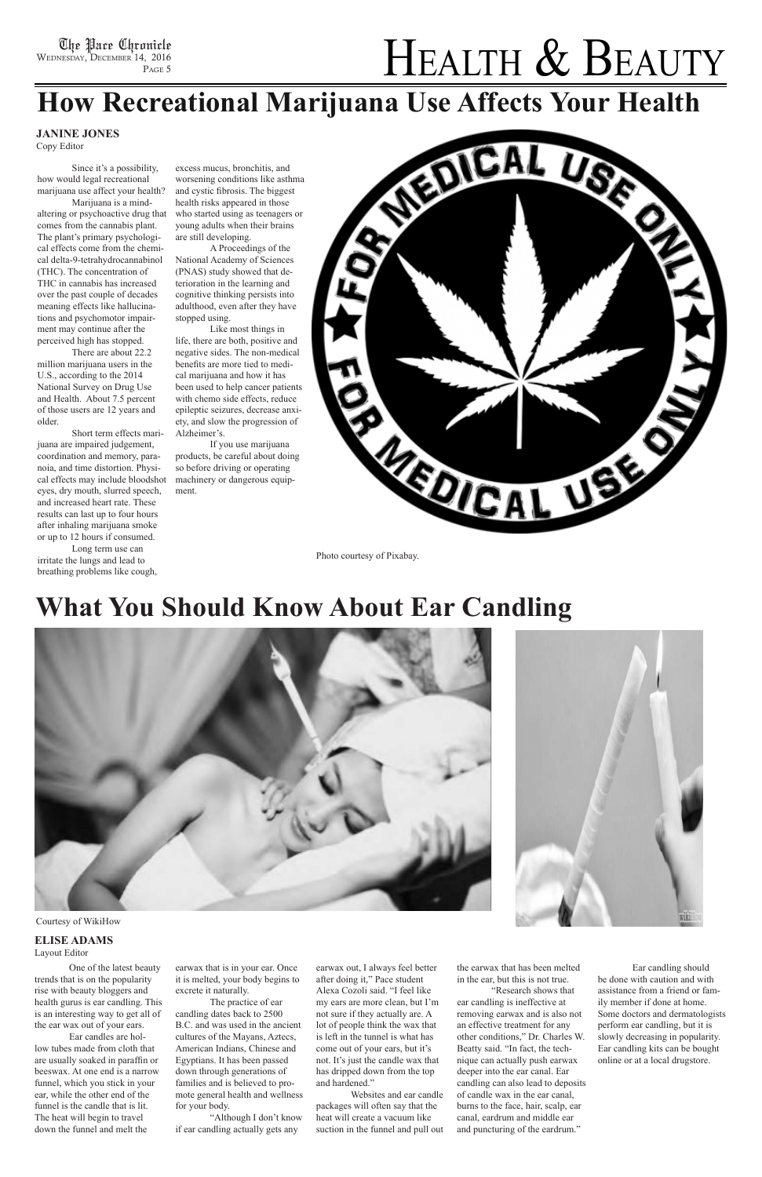# HEALTH & BEAUTY

## How Recreational Marijuana Use Affects Your Health

**JANINE JONES**
Copy Editor

Since it's a possibility, how would legal recreational marijuana use affect your health?

Marijuana is a mind-altering or psychoactive drug that comes from the cannabis plant. The plant's primary psychological effects come from the chemical delta-9-tetrahydrocannabinol (THC). The concentration of THC in cannabis has increased over the past couple of decades meaning effects like hallucinations and psychomotor impairment may continue after the perceived high has stopped.

There are about 22.2 million marijuana users in the U.S., according to the 2014 National Survey on Drug Use and Health. About 7.5 percent of those users are 12 years and older.

Short term effects marijuana are impaired judgement, coordination and memory, paranoia, and time distortion. Physical effects may include bloodshot eyes, dry mouth, slurred speech, and increased heart rate. These results can last up to four hours after inhaling marijuana smoke or up to 12 hours if consumed.

Long term use can irritate the lungs and lead to breathing problems like cough, excess mucus, bronchitis, and worsening conditions like asthma and cystic fibrosis. The biggest health risks appeared in those who started using as teenagers or young adults when their brains are still developing.

A Proceedings of the National Academy of Sciences (PNAS) study showed that deterioration in the learning and cognitive thinking persists into adulthood, even after they have stopped using.

Like most things in life, there are both, positive and negative sides. The non-medical benefits are more tied to medical marijuana and how it has been used to help cancer patients with chemo side effects, reduce epileptic seizures, decrease anxiety, and slow the progression of Alzheimer's.

If you use marijuana products, be careful about doing so before driving or operating machinery or dangerous equipment.

Photo courtesy of Pixabay.

## What You Should Know About Ear Candling

Courtesy of WikiHow

**ELISE ADAMS**
Layout Editor

One of the latest beauty trends that is on the popularity rise with beauty bloggers and health gurus is ear candling. This is an interesting way to get all of the ear wax out of your ears.

Ear candles are hollow tubes made from cloth that are usually soaked in paraffin or beeswax. At one end is a narrow funnel, which you stick in your ear, while the other end of the funnel is the candle that is lit. The heat will begin to travel down the funnel and melt the earwax that is in your ear. Once it is melted, your body begins to excrete it naturally.

The practice of ear candling dates back to 2500 B.C. and was used in the ancient cultures of the Mayans, Aztecs, American Indians, Chinese and Egyptians. It has been passed down through generations of families and is believed to promote general health and wellness for your body.

"Although I don't know if ear candling actually gets any earwax out, I always feel better after doing it," Pace student Alexa Cozoli said. "I feel like my ears are more clean, but I'm not sure if they actually are. A lot of people think the wax that is left in the tunnel is what has come out of your ears, but it's not. It's just the candle wax that has dripped down from the top and hardened."

Websites and ear candle packages will often say that the heat will create a vacuum like suction in the funnel and pull out the earwax that has been melted in the ear, but this is not true.

"Research shows that ear candling is ineffective at removing earwax and is also not an effective treatment for any other conditions," Dr. Charles W. Beatty said. "In fact, the technique can actually push earwax deeper into the ear canal. Ear candling can also lead to deposits of candle wax in the ear canal, burns to the face, hair, scalp, ear canal, eardrum and middle ear and puncturing of the eardrum."

Ear candling should be done with caution and with assistance from a friend or family member if done at home. Some doctors and dermatologists perform ear candling, but it is slowly decreasing in popularity. Ear candling kits can be bought online or at a local drugstore.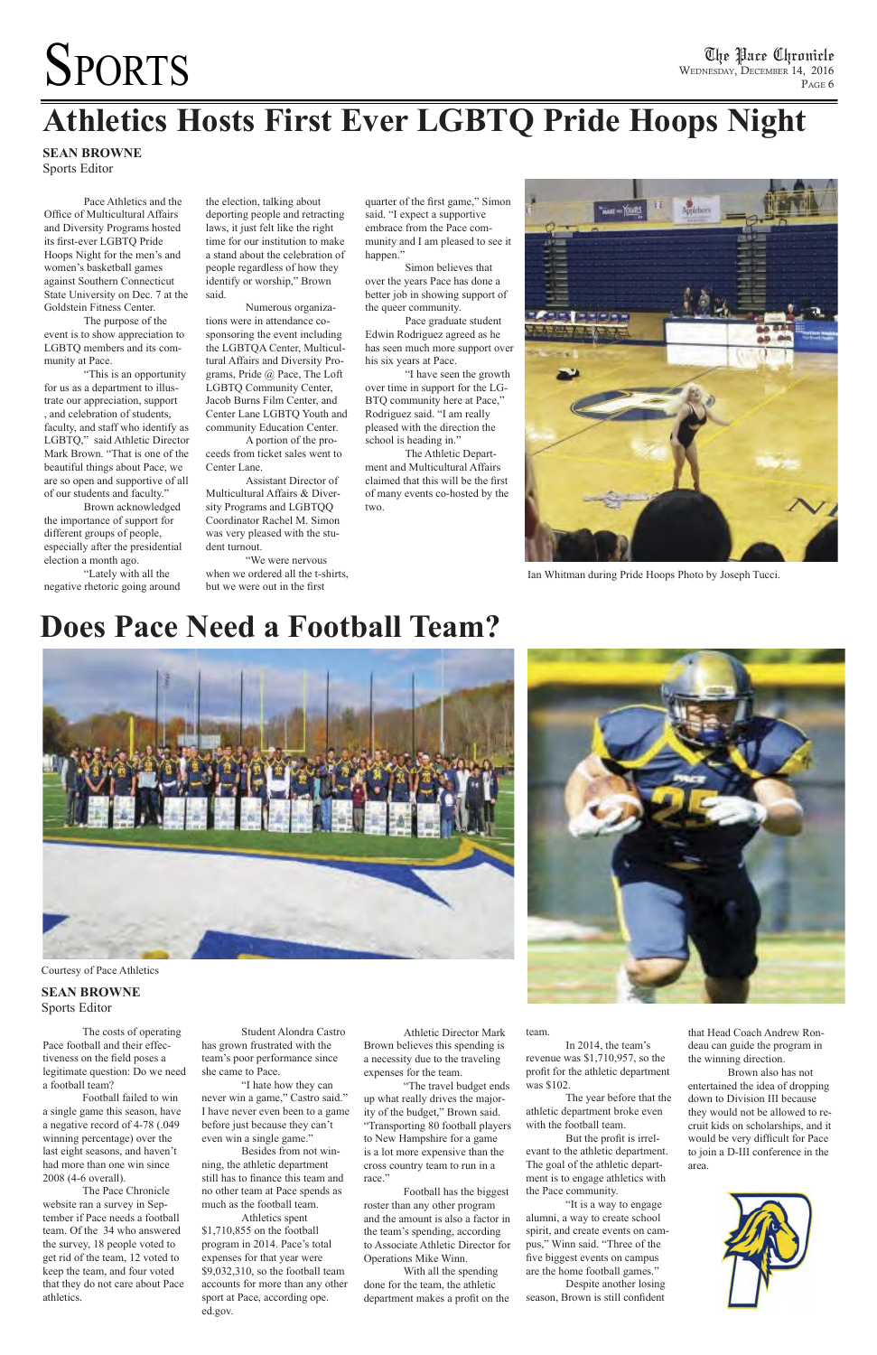# Sports

## Athletics Hosts First Ever LGBTQ Pride Hoops Night

**SEAN BROWNE**
Sports Editor

Pace Athletics and the Office of Multicultural Affairs and Diversity Programs hosted its first-ever LGBTQ Pride Hoops Night for the men's and women's basketball games against Southern Connecticut State University on Dec. 7 at the Goldstein Fitness Center.

The purpose of the event is to show appreciation to LGBTQ members and its community at Pace.

"This is an opportunity for us as a department to illustrate our appreciation, support , and celebration of students, faculty, and staff who identify as LGBTQ," said Athletic Director Mark Brown. "That is one of the beautiful things about Pace, we are so open and supportive of all of our students and faculty."

Brown acknowledged the importance of support for different groups of people, especially after the presidential election a month ago.

"Lately with all the negative rhetoric going around the election, talking about deporting people and retracting laws, it just felt like the right time for our institution to make a stand about the celebration of people regardless of how they identify or worship," Brown said.

Numerous organizations were in attendance cosponsoring the event including the LGBTQA Center, Multicultural Affairs and Diversity Programs, Pride @ Pace, The Loft LGBTQ Community Center, Jacob Burns Film Center, and Center Lane LGBTQ Youth and community Education Center.

A portion of the proceeds from ticket sales went to Center Lane.

Assistant Director of Multicultural Affairs & Diversity Programs and LGBTQQ Coordinator Rachel M. Simon was very pleased with the student turnout.

"We were nervous when we ordered all the t-shirts, but we were out in the first quarter of the first game," Simon said. "I expect a supportive embrace from the Pace community and I am pleased to see it happen."

Simon believes that over the years Pace has done a better job in showing support of the queer community.

Pace graduate student Edwin Rodriguez agreed as he has seen much more support over his six years at Pace.

"I have seen the growth over time in support for the LGBTQ community here at Pace," Rodriguez said. "I am really pleased with the direction the school is heading in."

The Athletic Department and Multicultural Affairs claimed that this will be the first of many events co-hosted by the two.

Ian Whitman during Pride Hoops Photo by Joseph Tucci.

## Does Pace Need a Football Team?

Courtesy of Pace Athletics

**SEAN BROWNE**
Sports Editor

The costs of operating Pace football and their effectiveness on the field poses a legitimate question: Do we need a football team?

Football failed to win a single game this season, have a negative record of 4-78 (.049 winning percentage) over the last eight seasons, and haven't had more than one win since 2008 (4-6 overall).

The Pace Chronicle website ran a survey in September if Pace needs a football team. Of the 34 who answered the survey, 18 people voted to get rid of the team, 12 voted to keep the team, and four voted that they do not care about Pace athletics.

Student Alondra Castro has grown frustrated with the team's poor performance since she came to Pace.

"I hate how they can never win a game," Castro said." I have never even been to a game before just because they can't even win a single game."

Besides from not winning, the athletic department still has to finance this team and no other team at Pace spends as much as the football team.

Athletics spent $1,710,855 on the football program in 2014. Pace's total expenses for that year were $9,032,310, so the football team accounts for more than any other sport at Pace, according ope.ed.gov.

Athletic Director Mark Brown believes this spending is a necessity due to the traveling expenses for the team.

"The travel budget ends up what really drives the majority of the budget," Brown said. "Transporting 80 football players to New Hampshire for a game is a lot more expensive than the cross country team to run in a race."

Football has the biggest roster than any other program and the amount is also a factor in the team's spending, according to Associate Athletic Director for Operations Mike Winn.

With all the spending done for the team, the athletic department makes a profit on the team.

In 2014, the team's revenue was $1,710,957, so the profit for the athletic department was $102.

The year before that the athletic department broke even with the football team.

But the profit is irrelevant to the athletic department. The goal of the athletic department is to engage athletics with the Pace community.

"It is a way to engage alumni, a way to create school spirit, and create events on campus," Winn said. "Three of the five biggest events on campus are the home football games."

Despite another losing season, Brown is still confident that Head Coach Andrew Rondeau can guide the program in the winning direction.

Brown also has not entertained the idea of dropping down to Division III because they would not be allowed to recruit kids on scholarships, and it would be very difficult for Pace to join a D-III conference in the area.